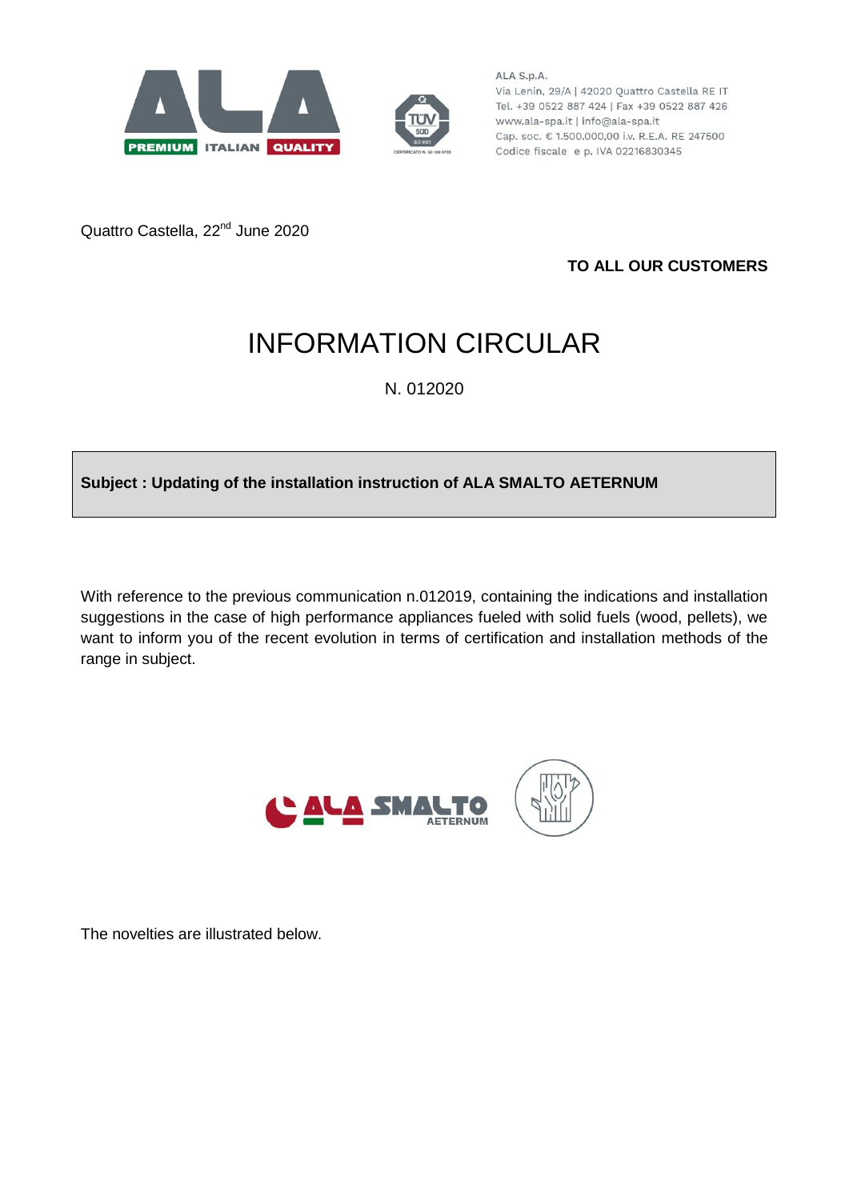ALA S.p.A.
Via Lenin, 29/A | 42020 Quattro Castella RE IT
Tel. +39 0522 887 424 | Fax +39 0522 887 426
www.ala-spa.it | info@ala-spa.it
Cap. soc. € 1.500.000,00 i.v. R.E.A. RE 247500
Codice fiscale e p. IVA 02216830345

Quattro Castella, 22nd June 2020

**TO ALL OUR CUSTOMERS**

# INFORMATION CIRCULAR

N. 012020

**Subject : Updating of the installation instruction of ALA SMALTO AETERNUM**

With reference to the previous communication n.012019, containing the indications and installation suggestions in the case of high performance appliances fueled with solid fuels (wood, pellets), we want to inform you of the recent evolution in terms of certification and installation methods of the range in subject.

The novelties are illustrated below.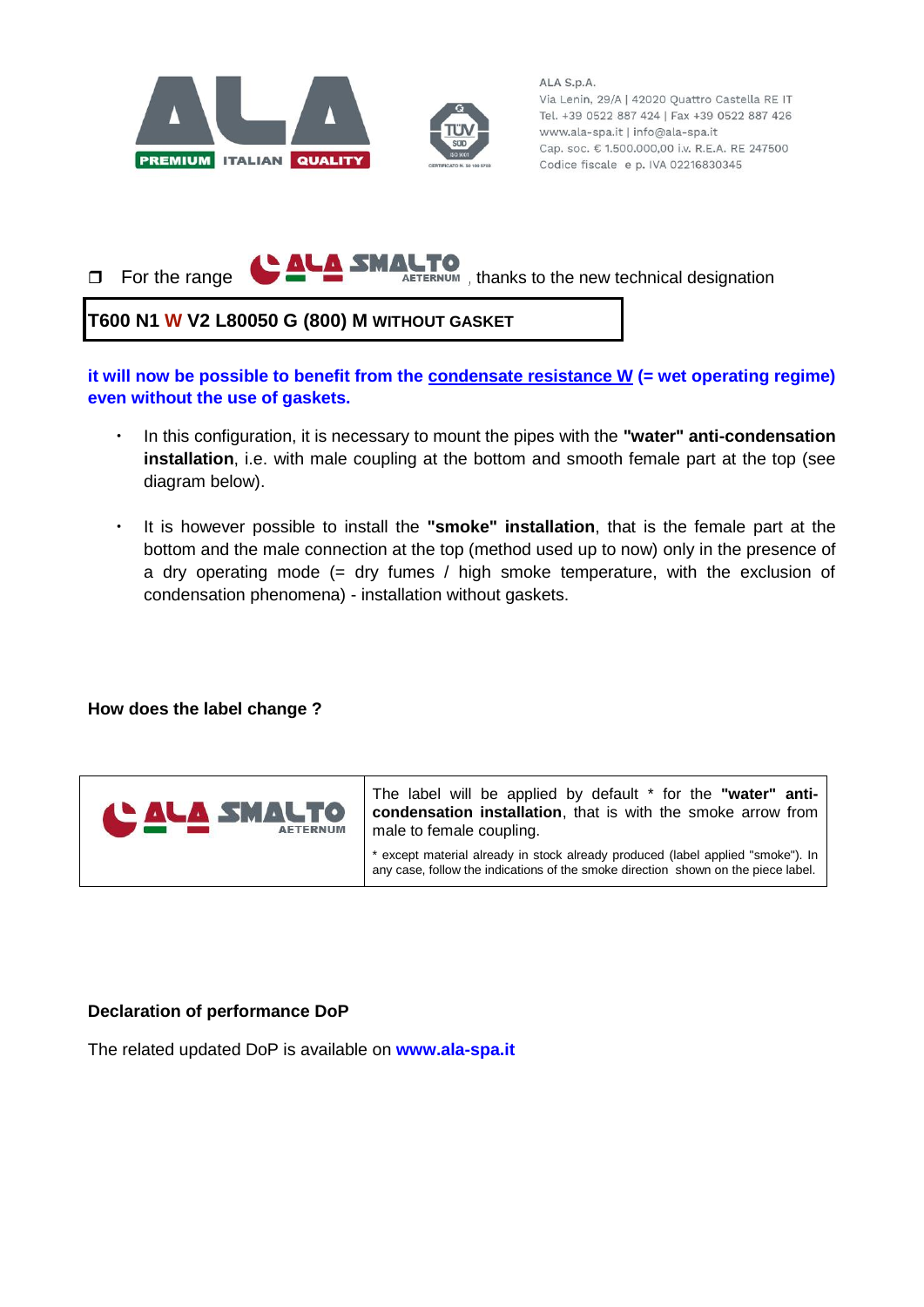ALA S.p.A.
Via Lenin, 29/A | 42020 Quattro Castella RE IT
Tel. +39 0522 887 424 | Fax +39 0522 887 426
www.ala-spa.it | info@ala-spa.it
Cap. soc. € 1.500.000,00 i.v. R.E.A. RE 247500
Codice fiscale e p. IVA 02216830345

- For the range ALA SMALTO AETERNUM, thanks to the new technical designation

| **T600 N1 W V2 L80050 G (800) M WITHOUT GASKET** |
|---|

**it will now be possible to benefit from the condensate resistance W (= wet operating regime) even without the use of gaskets.**

- In this configuration, it is necessary to mount the pipes with the **"water" anti-condensation installation**, i.e. with male coupling at the bottom and smooth female part at the top (see diagram below).

- It is however possible to install the **"smoke" installation**, that is the female part at the bottom and the male connection at the top (method used up to now) only in the presence of a dry operating mode (= dry fumes / high smoke temperature, with the exclusion of condensation phenomena) - installation without gaskets.

**How does the label change ?**

| ALA SMALTO AETERNUM | The label will be applied by default * for the **"water" anti-condensation installation**, that is with the smoke arrow from male to female coupling.<br><br>* except material already in stock already produced (label applied "smoke"). In any case, follow the indications of the smoke direction shown on the piece label. |
|---|---|

**Declaration of performance DoP**

The related updated DoP is available on **www.ala-spa.it**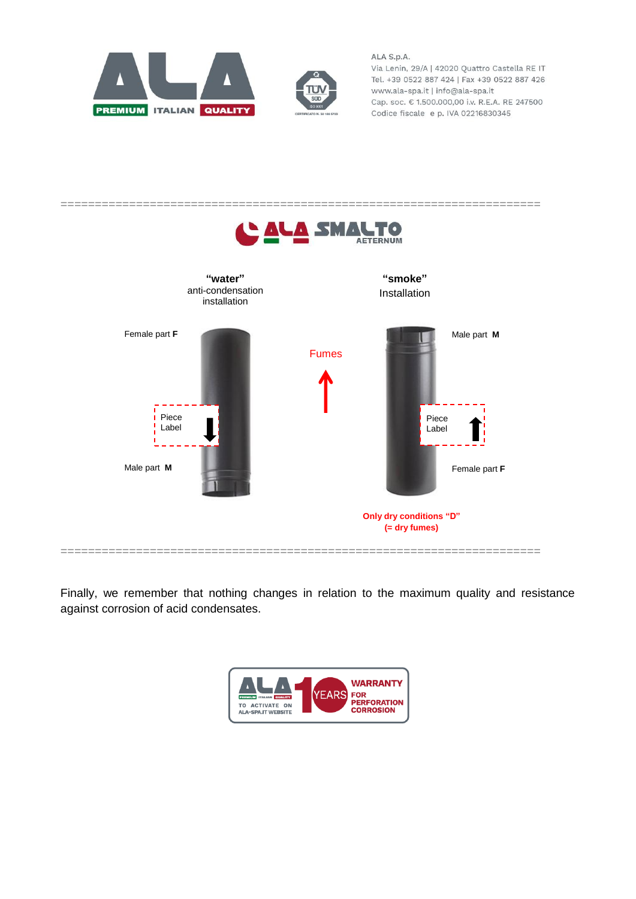ALA S.p.A.
Via Lenin, 29/A | 42020 Quattro Castella RE IT
Tel. +39 0522 887 424 | Fax +39 0522 887 426
www.ala-spa.it | info@ala-spa.it
Cap. soc. € 1.500.000,00 i.v. R.E.A. RE 247500
Codice fiscale e p. IVA 02216830345

==================================================================

ALA SMALTO AETERNUM

**"water"**
anti-condensation
installation

**"smoke"**
Installation

Female part **F**

Piece
Label

Male part **M**

Fumes

Male part **M**

Piece
Label

Female part **F**

**Only dry conditions "D"**
**(= dry fumes)**

==================================================================

Finally, we remember that nothing changes in relation to the maximum quality and resistance against corrosion of acid condensates.

ALA PREMIUM ITALIAN QUALITY
TO ACTIVATE ON ALA-SPA.IT WEBSITE
10 YEARS WARRANTY FOR PERFORATION CORROSION